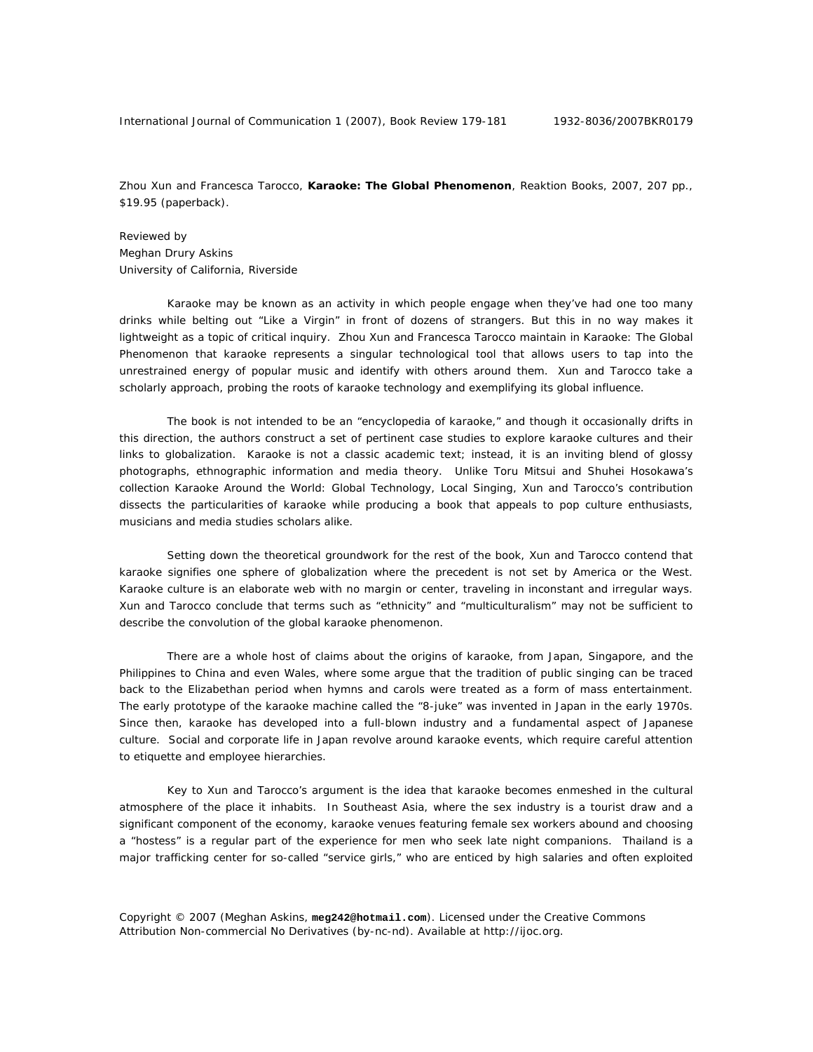Zhou Xun and Francesca Tarocco, **Karaoke: The Global Phenomenon**, Reaktion Books, 2007, 207 pp., $19.95 (paperback).

Reviewed by
Meghan Drury Askins
University of California, Riverside

Karaoke may be known as an activity in which people engage when they've had one too many drinks while belting out "Like a Virgin" in front of dozens of strangers. But this in no way makes it lightweight as a topic of critical inquiry. Zhou Xun and Francesca Tarocco maintain in Karaoke: The Global Phenomenon that karaoke represents a singular technological tool that allows users to tap into the unrestrained energy of popular music and identify with others around them. Xun and Tarocco take a scholarly approach, probing the roots of karaoke technology and exemplifying its global influence.

The book is not intended to be an "encyclopedia of karaoke," and though it occasionally drifts in this direction, the authors construct a set of pertinent case studies to explore karaoke cultures and their links to globalization. Karaoke is not a classic academic text; instead, it is an inviting blend of glossy photographs, ethnographic information and media theory. Unlike Toru Mitsui and Shuhei Hosokawa's collection Karaoke Around the World: Global Technology, Local Singing, Xun and Tarocco's contribution dissects the particularities of karaoke while producing a book that appeals to pop culture enthusiasts, musicians and media studies scholars alike.

Setting down the theoretical groundwork for the rest of the book, Xun and Tarocco contend that karaoke signifies one sphere of globalization where the precedent is not set by America or the West. Karaoke culture is an elaborate web with no margin or center, traveling in inconstant and irregular ways. Xun and Tarocco conclude that terms such as "ethnicity" and "multiculturalism" may not be sufficient to describe the convolution of the global karaoke phenomenon.

There are a whole host of claims about the origins of karaoke, from Japan, Singapore, and the Philippines to China and even Wales, where some argue that the tradition of public singing can be traced back to the Elizabethan period when hymns and carols were treated as a form of mass entertainment. The early prototype of the karaoke machine called the "8-juke" was invented in Japan in the early 1970s. Since then, karaoke has developed into a full-blown industry and a fundamental aspect of Japanese culture. Social and corporate life in Japan revolve around karaoke events, which require careful attention to etiquette and employee hierarchies.

Key to Xun and Tarocco's argument is the idea that karaoke becomes enmeshed in the cultural atmosphere of the place it inhabits. In Southeast Asia, where the sex industry is a tourist draw and a significant component of the economy, karaoke venues featuring female sex workers abound and choosing a "hostess" is a regular part of the experience for men who seek late night companions. Thailand is a major trafficking center for so-called "service girls," who are enticed by high salaries and often exploited

Copyright © 2007 (Meghan Askins, **meg242@hotmail.com**). Licensed under the Creative Commons Attribution Non-commercial No Derivatives (by-nc-nd). Available at http://ijoc.org.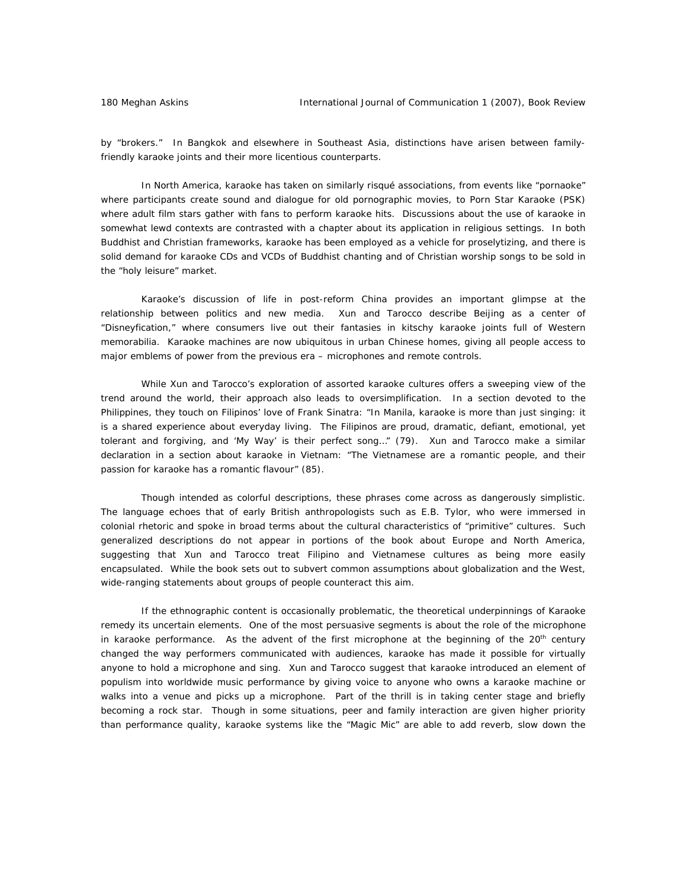by "brokers." In Bangkok and elsewhere in Southeast Asia, distinctions have arisen between family-friendly karaoke joints and their more licentious counterparts.

In North America, karaoke has taken on similarly risqué associations, from events like "pornaoke" where participants create sound and dialogue for old pornographic movies, to Porn Star Karaoke (PSK) where adult film stars gather with fans to perform karaoke hits. Discussions about the use of karaoke in somewhat lewd contexts are contrasted with a chapter about its application in religious settings. In both Buddhist and Christian frameworks, karaoke has been employed as a vehicle for proselytizing, and there is solid demand for karaoke CDs and VCDs of Buddhist chanting and of Christian worship songs to be sold in the "holy leisure" market.

*Karaoke*'s discussion of life in post-reform China provides an important glimpse at the relationship between politics and new media. Xun and Tarocco describe Beijing as a center of "Disneyfication," where consumers live out their fantasies in kitschy karaoke joints full of Western memorabilia. Karaoke machines are now ubiquitous in urban Chinese homes, giving all people access to major emblems of power from the previous era – microphones and remote controls.

While Xun and Tarocco's exploration of assorted karaoke cultures offers a sweeping view of the trend around the world, their approach also leads to oversimplification. In a section devoted to the Philippines, they touch on Filipinos' love of Frank Sinatra: "In Manila, karaoke is more than just singing: it is a shared experience about everyday living. The Filipinos are proud, dramatic, defiant, emotional, yet tolerant and forgiving, and 'My Way' is their perfect song…" (79). Xun and Tarocco make a similar declaration in a section about karaoke in Vietnam: "The Vietnamese are a romantic people, and their passion for karaoke has a romantic flavour" (85).

Though intended as colorful descriptions, these phrases come across as dangerously simplistic. The language echoes that of early British anthropologists such as E.B. Tylor, who were immersed in colonial rhetoric and spoke in broad terms about the cultural characteristics of "primitive" cultures. Such generalized descriptions do not appear in portions of the book about Europe and North America, suggesting that Xun and Tarocco treat Filipino and Vietnamese cultures as being more easily encapsulated. While the book sets out to subvert common assumptions about globalization and the West, wide-ranging statements about groups of people counteract this aim.

If the ethnographic content is occasionally problematic, the theoretical underpinnings of *Karaoke* remedy its uncertain elements. One of the most persuasive segments is about the role of the microphone in karaoke performance. As the advent of the first microphone at the beginning of the 20th century changed the way performers communicated with audiences, karaoke has made it possible for virtually anyone to hold a microphone and sing. Xun and Tarocco suggest that karaoke introduced an element of populism into worldwide music performance by giving voice to anyone who owns a karaoke machine or walks into a venue and picks up a microphone. Part of the thrill is in taking center stage and briefly becoming a rock star. Though in some situations, peer and family interaction are given higher priority than performance quality, karaoke systems like the "Magic Mic" are able to add reverb, slow down the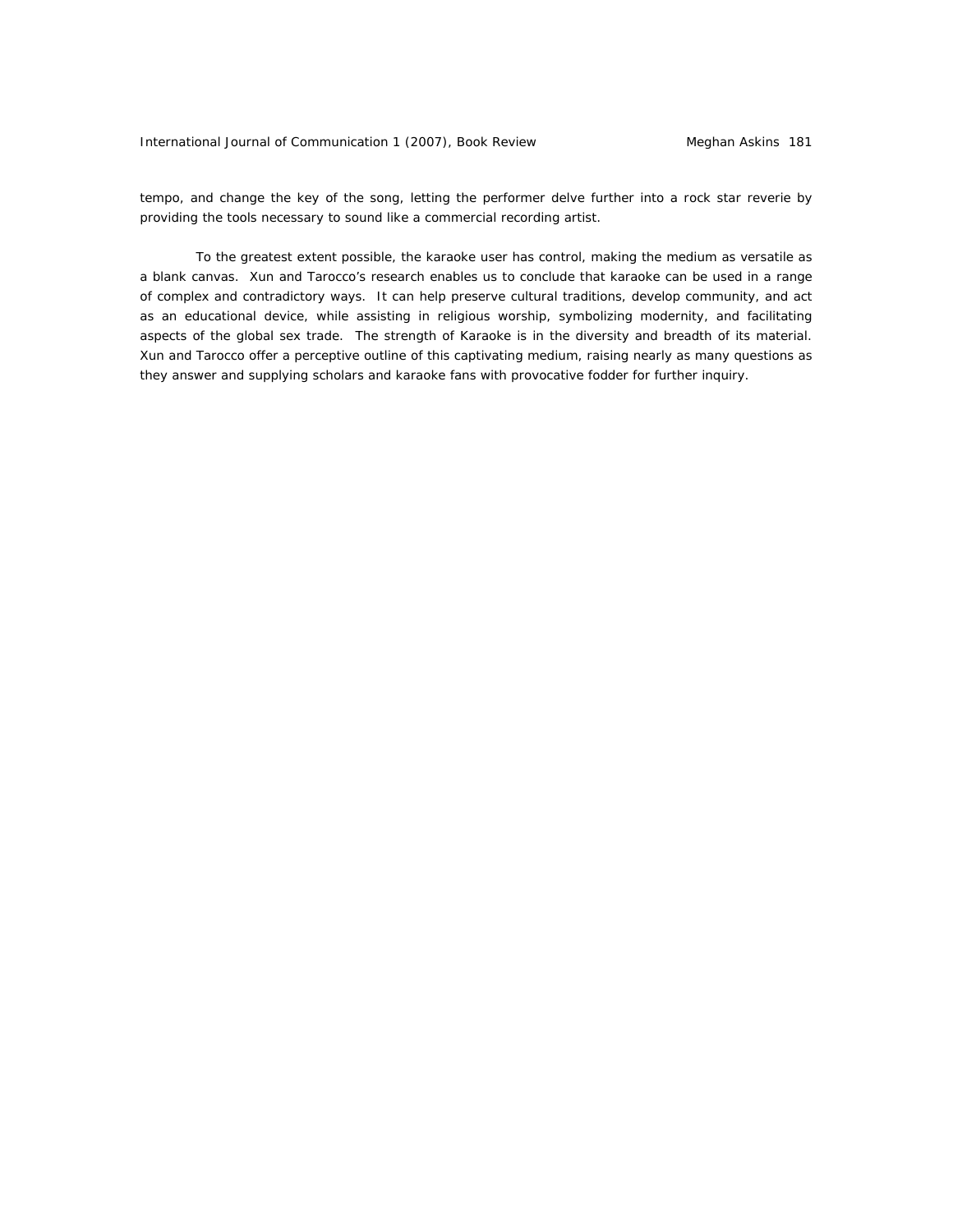tempo, and change the key of the song, letting the performer delve further into a rock star reverie by providing the tools necessary to sound like a commercial recording artist.

To the greatest extent possible, the karaoke user has control, making the medium as versatile as a blank canvas. Xun and Tarocco's research enables us to conclude that karaoke can be used in a range of complex and contradictory ways. It can help preserve cultural traditions, develop community, and act as an educational device, while assisting in religious worship, symbolizing modernity, and facilitating aspects of the global sex trade. The strength of Karaoke is in the diversity and breadth of its material. Xun and Tarocco offer a perceptive outline of this captivating medium, raising nearly as many questions as they answer and supplying scholars and karaoke fans with provocative fodder for further inquiry.